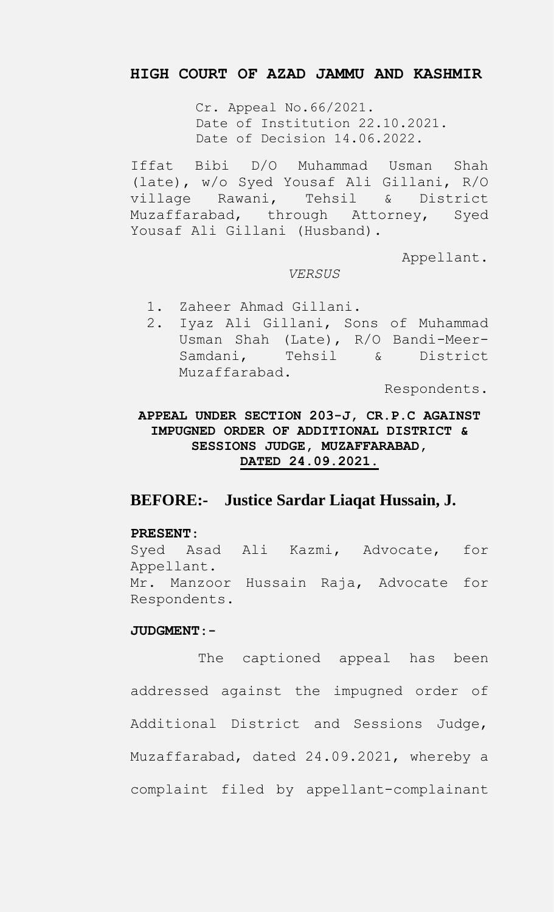## HIGH COURT OF AZAD JAMMU AND KASHMIR

Cr. Appeal No.66/2021.
Date of Institution 22.10.2021.
Date of Decision 14.06.2022.

Iffat Bibi D/O Muhammad Usman Shah (late), w/o Syed Yousaf Ali Gillani, R/O village Rawani, Tehsil & District Muzaffarabad, through Attorney, Syed Yousaf Ali Gillani (Husband).

Appellant.

*VERSUS*

1. Zaheer Ahmad Gillani.
2. Iyaz Ali Gillani, Sons of Muhammad Usman Shah (Late), R/O Bandi-Meer-Samdani, Tehsil & District Muzaffarabad.

Respondents.

**APPEAL UNDER SECTION 203-J, CR.P.C AGAINST IMPUGNED ORDER OF ADDITIONAL DISTRICT & SESSIONS JUDGE, MUZAFFARABAD, DATED 24.09.2021.**

## BEFORE:- Justice Sardar Liaqat Hussain, J.

**PRESENT:**
Syed Asad Ali Kazmi, Advocate, for Appellant.
Mr. Manzoor Hussain Raja, Advocate for Respondents.

**JUDGMENT:-**

The captioned appeal has been addressed against the impugned order of Additional District and Sessions Judge, Muzaffarabad, dated 24.09.2021, whereby a complaint filed by appellant-complainant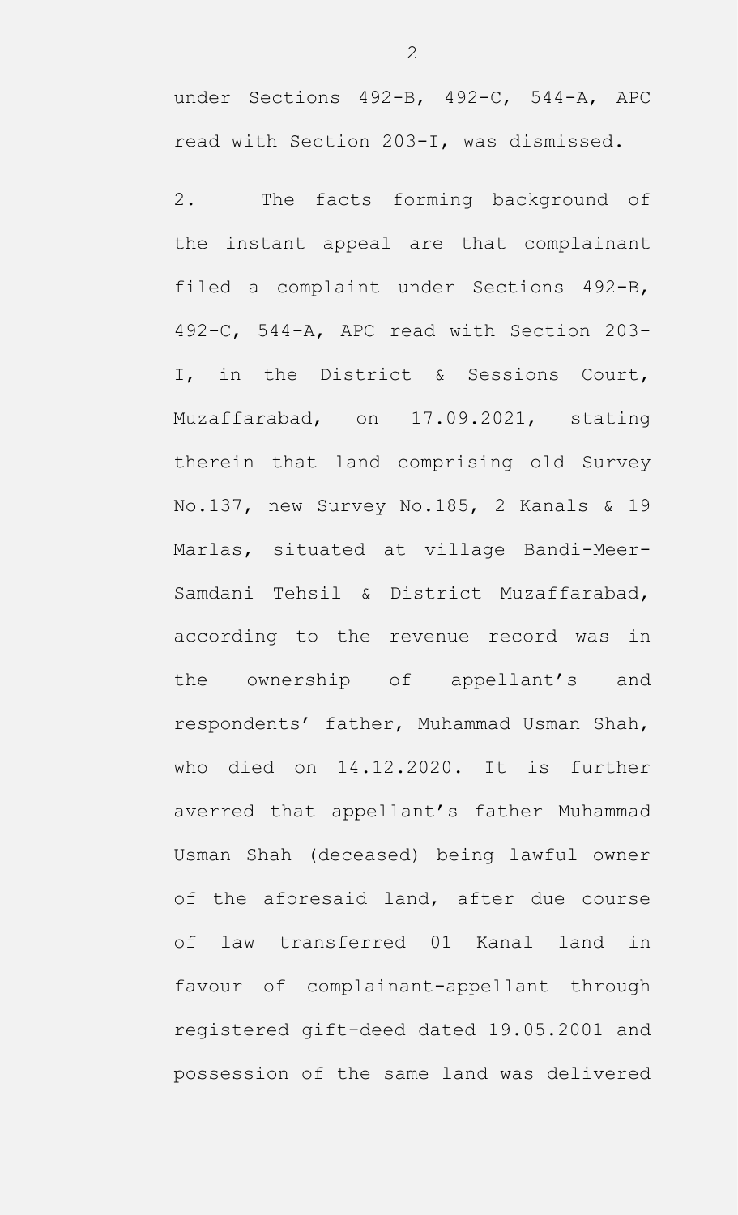under Sections 492-B, 492-C, 544-A, APC read with Section 203-I, was dismissed.

2. The facts forming background of the instant appeal are that complainant filed a complaint under Sections 492-B, 492-C, 544-A, APC read with Section 203-I, in the District & Sessions Court, Muzaffarabad, on 17.09.2021, stating therein that land comprising old Survey No.137, new Survey No.185, 2 Kanals & 19 Marlas, situated at village Bandi-Meer-Samdani Tehsil & District Muzaffarabad, according to the revenue record was in the ownership of appellant's and respondents' father, Muhammad Usman Shah, who died on 14.12.2020. It is further averred that appellant's father Muhammad Usman Shah (deceased) being lawful owner of the aforesaid land, after due course of law transferred 01 Kanal land in favour of complainant-appellant through registered gift-deed dated 19.05.2001 and possession of the same land was delivered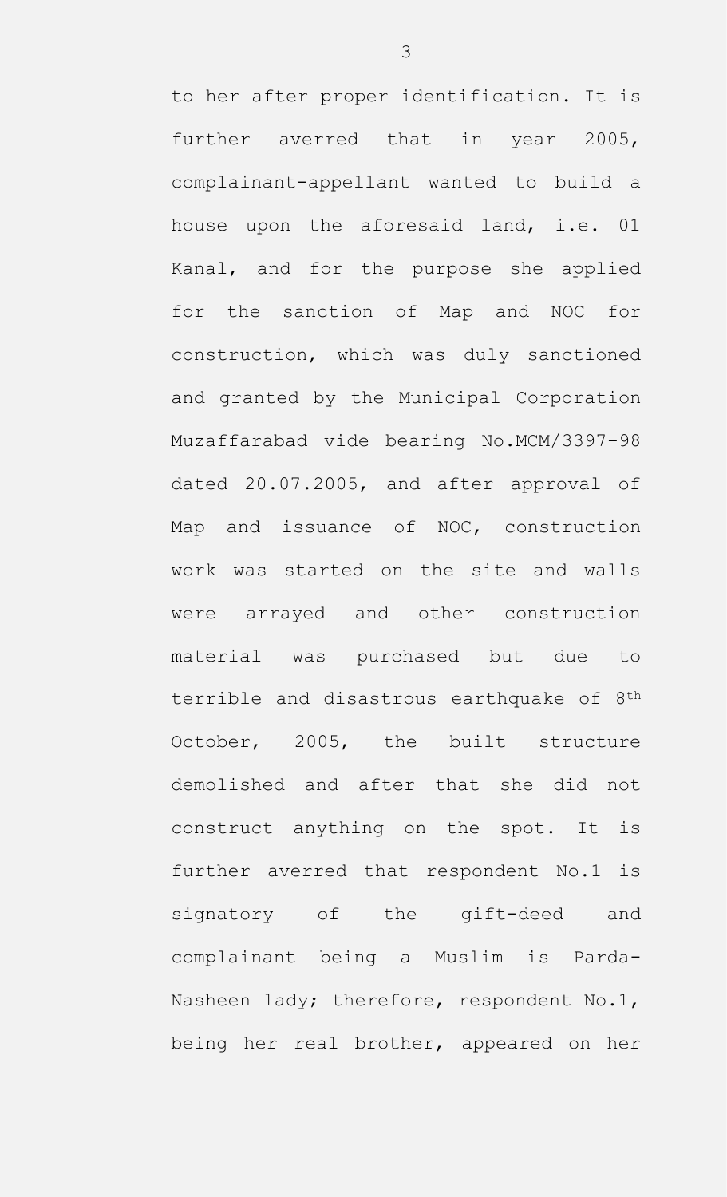to her after proper identification. It is further averred that in year 2005, complainant-appellant wanted to build a house upon the aforesaid land, i.e. 01 Kanal, and for the purpose she applied for the sanction of Map and NOC for construction, which was duly sanctioned and granted by the Municipal Corporation Muzaffarabad vide bearing No.MCM/3397-98 dated 20.07.2005, and after approval of Map and issuance of NOC, construction work was started on the site and walls were arrayed and other construction material was purchased but due to terrible and disastrous earthquake of 8th October, 2005, the built structure demolished and after that she did not construct anything on the spot. It is further averred that respondent No.1 is signatory of the gift-deed and complainant being a Muslim is Parda-Nasheen lady; therefore, respondent No.1, being her real brother, appeared on her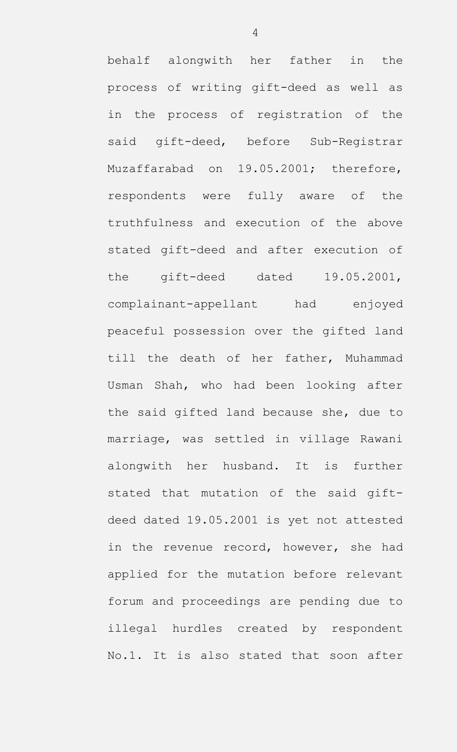behalf alongwith her father in the process of writing gift-deed as well as in the process of registration of the said gift-deed, before Sub-Registrar Muzaffarabad on 19.05.2001; therefore, respondents were fully aware of the truthfulness and execution of the above stated gift-deed and after execution of the gift-deed dated 19.05.2001, complainant-appellant had enjoyed peaceful possession over the gifted land till the death of her father, Muhammad Usman Shah, who had been looking after the said gifted land because she, due to marriage, was settled in village Rawani alongwith her husband. It is further stated that mutation of the said gift-deed dated 19.05.2001 is yet not attested in the revenue record, however, she had applied for the mutation before relevant forum and proceedings are pending due to illegal hurdles created by respondent No.1. It is also stated that soon after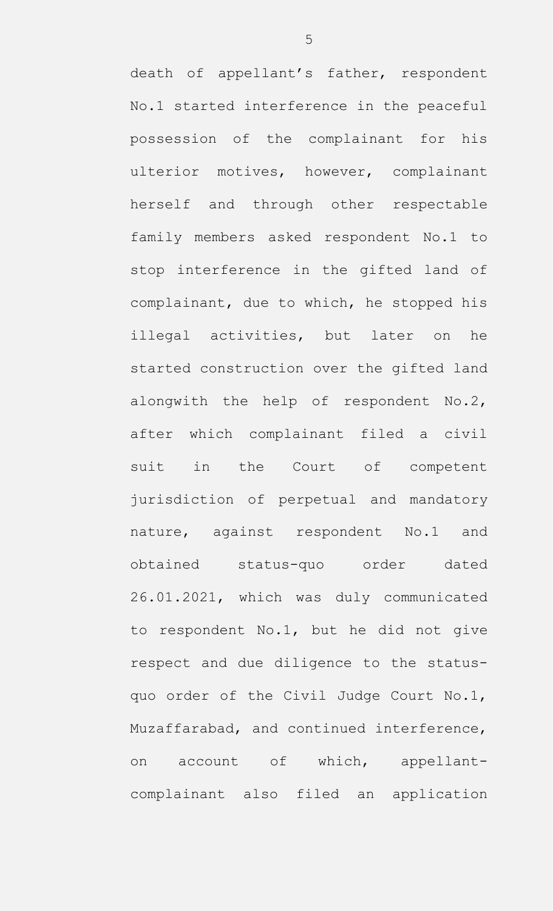death of appellant's father, respondent No.1 started interference in the peaceful possession of the complainant for his ulterior motives, however, complainant herself and through other respectable family members asked respondent No.1 to stop interference in the gifted land of complainant, due to which, he stopped his illegal activities, but later on he started construction over the gifted land alongwith the help of respondent No.2, after which complainant filed a civil suit in the Court of competent jurisdiction of perpetual and mandatory nature, against respondent No.1 and obtained status-quo order dated 26.01.2021, which was duly communicated to respondent No.1, but he did not give respect and due diligence to the status-quo order of the Civil Judge Court No.1, Muzaffarabad, and continued interference, on account of which, appellant-complainant also filed an application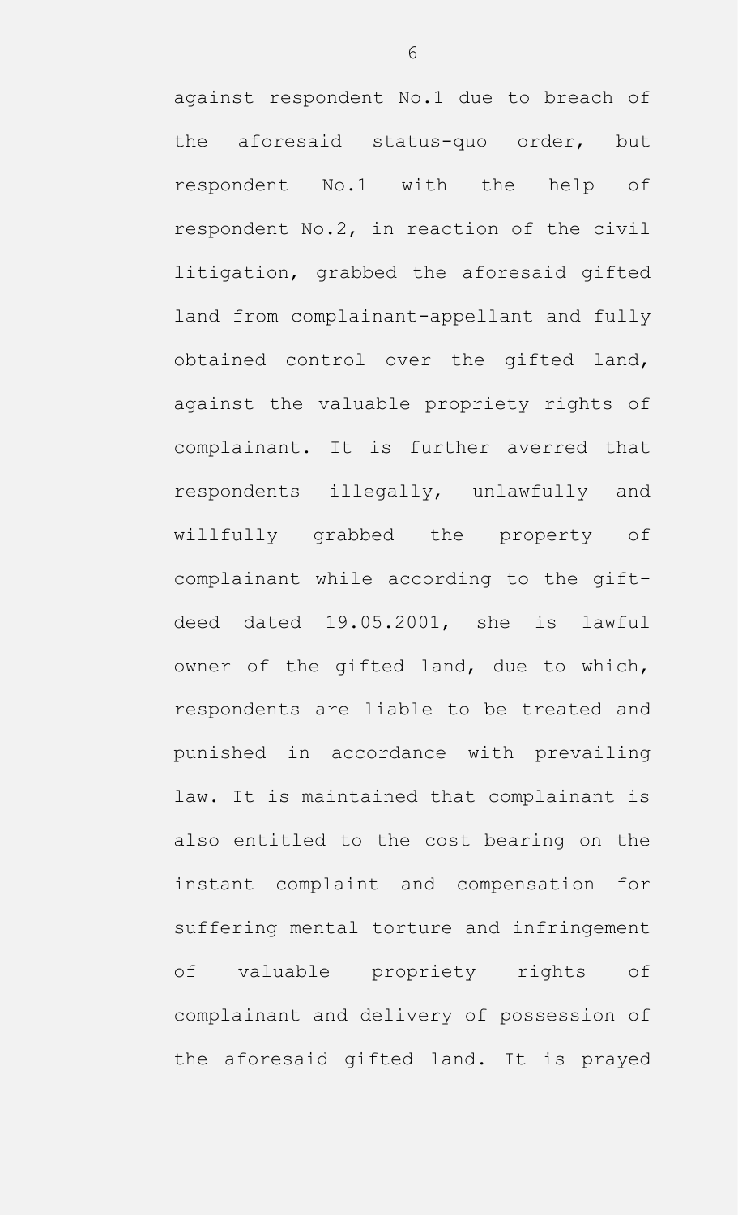against respondent No.1 due to breach of the aforesaid status-quo order, but respondent No.1 with the help of respondent No.2, in reaction of the civil litigation, grabbed the aforesaid gifted land from complainant-appellant and fully obtained control over the gifted land, against the valuable propriety rights of complainant. It is further averred that respondents illegally, unlawfully and willfully grabbed the property of complainant while according to the gift-deed dated 19.05.2001, she is lawful owner of the gifted land, due to which, respondents are liable to be treated and punished in accordance with prevailing law. It is maintained that complainant is also entitled to the cost bearing on the instant complaint and compensation for suffering mental torture and infringement of valuable propriety rights of complainant and delivery of possession of the aforesaid gifted land. It is prayed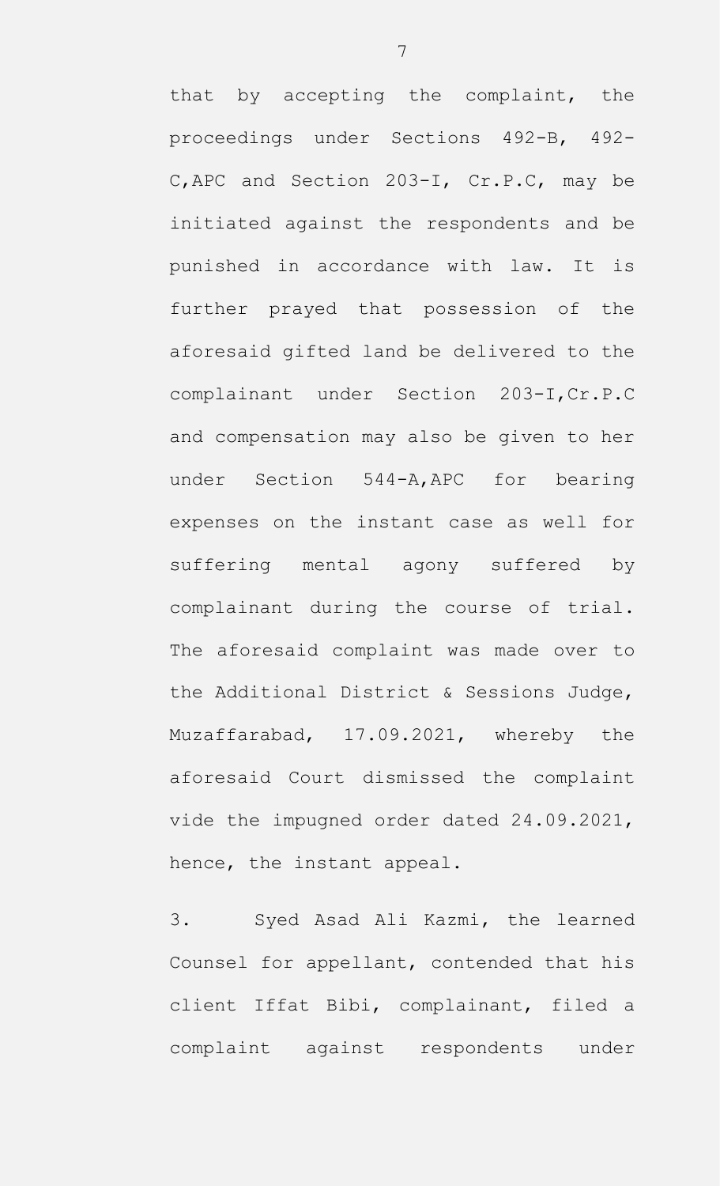that by accepting the complaint, the proceedings under Sections 492-B, 492-C,APC and Section 203-I, Cr.P.C, may be initiated against the respondents and be punished in accordance with law. It is further prayed that possession of the aforesaid gifted land be delivered to the complainant under Section 203-I,Cr.P.C and compensation may also be given to her under Section 544-A,APC for bearing expenses on the instant case as well for suffering mental agony suffered by complainant during the course of trial. The aforesaid complaint was made over to the Additional District & Sessions Judge, Muzaffarabad, 17.09.2021, whereby the aforesaid Court dismissed the complaint vide the impugned order dated 24.09.2021, hence, the instant appeal.

3. Syed Asad Ali Kazmi, the learned Counsel for appellant, contended that his client Iffat Bibi, complainant, filed a complaint against respondents under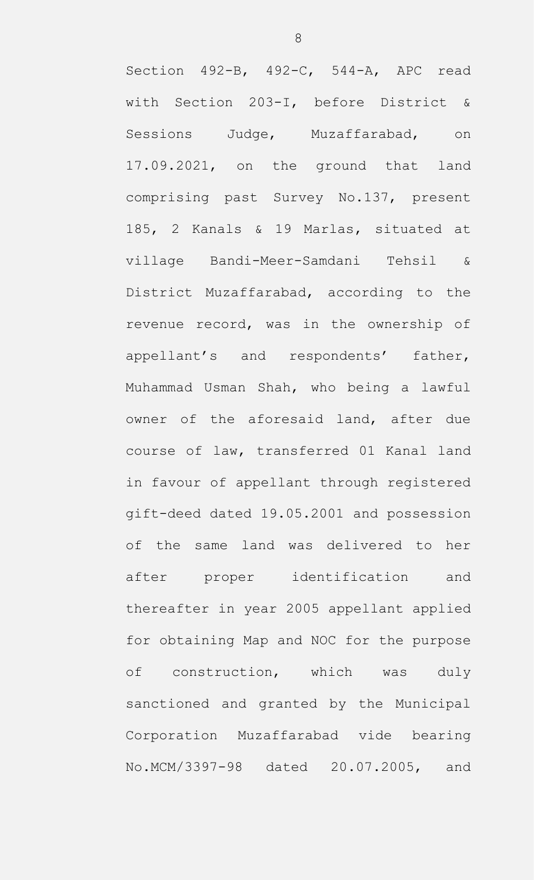Section 492-B, 492-C, 544-A, APC read with Section 203-I, before District & Sessions Judge, Muzaffarabad, on 17.09.2021, on the ground that land comprising past Survey No.137, present 185, 2 Kanals & 19 Marlas, situated at village Bandi-Meer-Samdani Tehsil & District Muzaffarabad, according to the revenue record, was in the ownership of appellant's and respondents' father, Muhammad Usman Shah, who being a lawful owner of the aforesaid land, after due course of law, transferred 01 Kanal land in favour of appellant through registered gift-deed dated 19.05.2001 and possession of the same land was delivered to her after proper identification and thereafter in year 2005 appellant applied for obtaining Map and NOC for the purpose of construction, which was duly sanctioned and granted by the Municipal Corporation Muzaffarabad vide bearing No.MCM/3397-98 dated 20.07.2005, and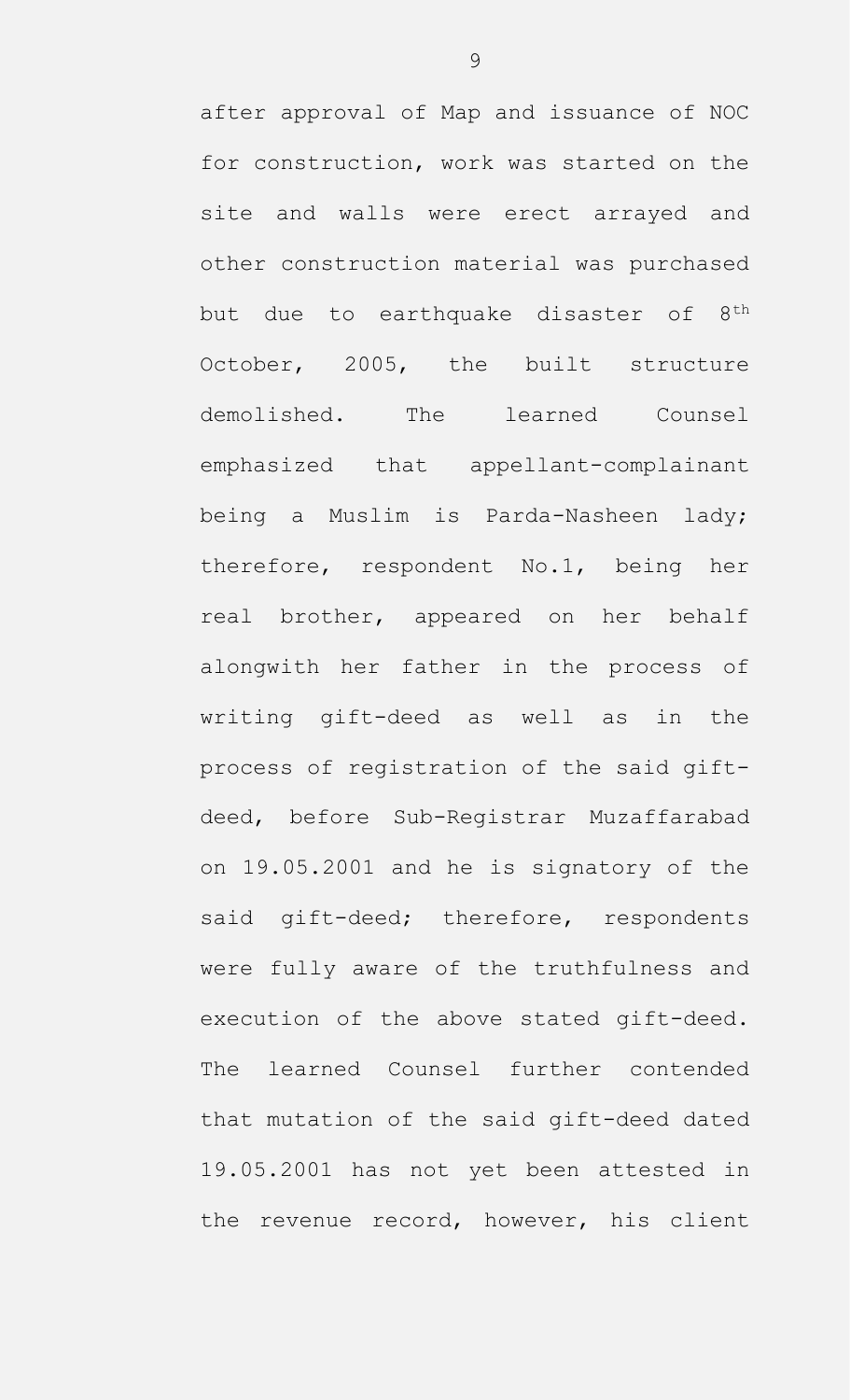after approval of Map and issuance of NOC for construction, work was started on the site and walls were erect arrayed and other construction material was purchased but due to earthquake disaster of 8th October, 2005, the built structure demolished. The learned Counsel emphasized that appellant-complainant being a Muslim is Parda-Nasheen lady; therefore, respondent No.1, being her real brother, appeared on her behalf alongwith her father in the process of writing gift-deed as well as in the process of registration of the said gift-deed, before Sub-Registrar Muzaffarabad on 19.05.2001 and he is signatory of the said gift-deed; therefore, respondents were fully aware of the truthfulness and execution of the above stated gift-deed. The learned Counsel further contended that mutation of the said gift-deed dated 19.05.2001 has not yet been attested in the revenue record, however, his client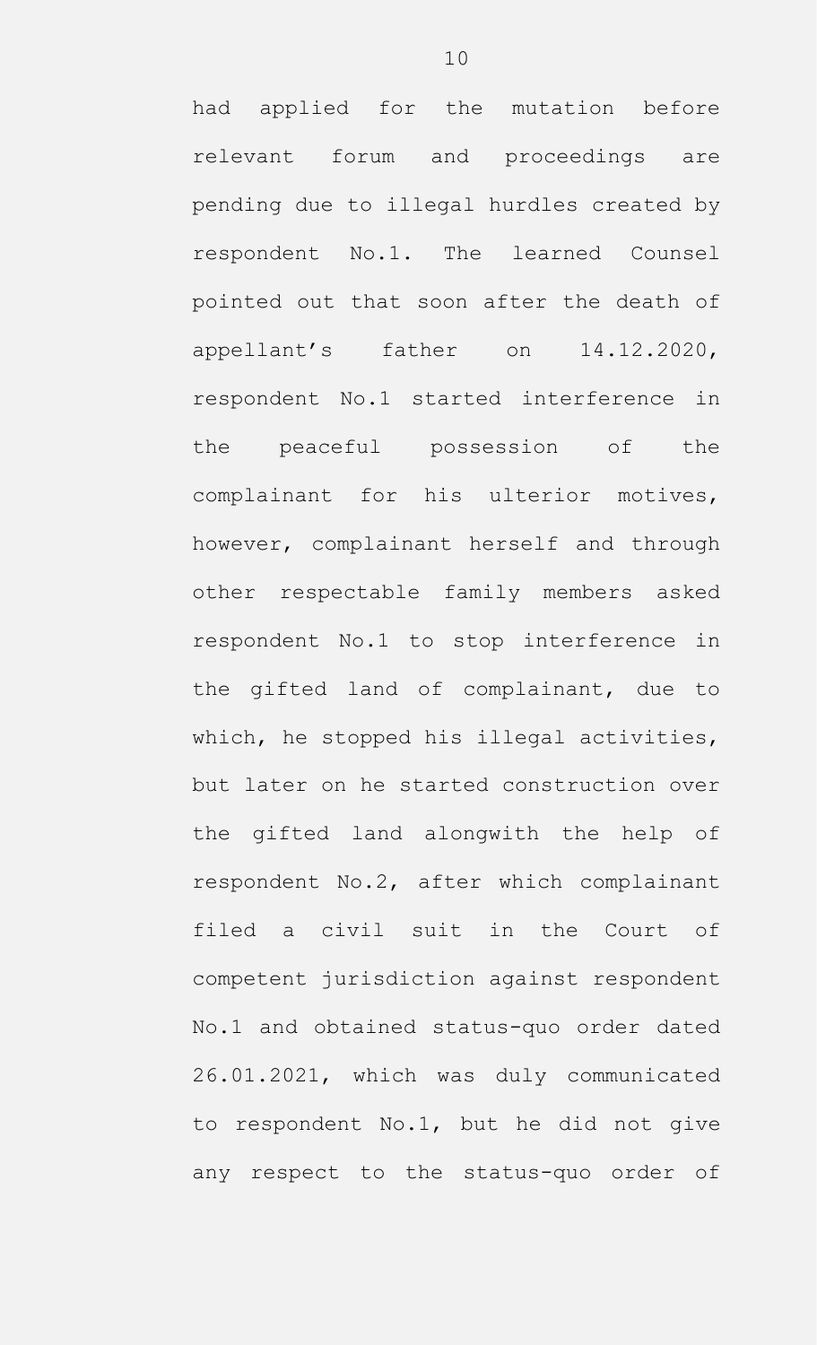had applied for the mutation before relevant forum and proceedings are pending due to illegal hurdles created by respondent No.1. The learned Counsel pointed out that soon after the death of appellant's father on 14.12.2020, respondent No.1 started interference in the peaceful possession of the complainant for his ulterior motives, however, complainant herself and through other respectable family members asked respondent No.1 to stop interference in the gifted land of complainant, due to which, he stopped his illegal activities, but later on he started construction over the gifted land alongwith the help of respondent No.2, after which complainant filed a civil suit in the Court of competent jurisdiction against respondent No.1 and obtained status-quo order dated 26.01.2021, which was duly communicated to respondent No.1, but he did not give any respect to the status-quo order of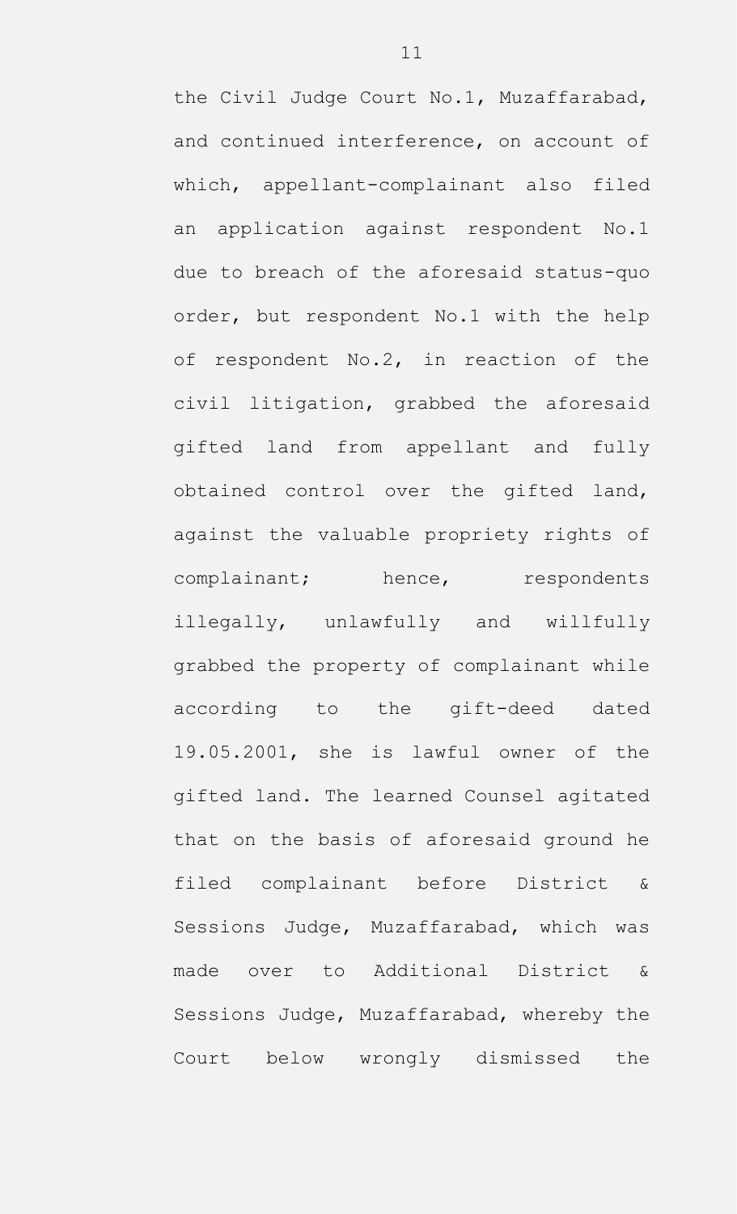the Civil Judge Court No.1, Muzaffarabad, and continued interference, on account of which, appellant-complainant also filed an application against respondent No.1 due to breach of the aforesaid status-quo order, but respondent No.1 with the help of respondent No.2, in reaction of the civil litigation, grabbed the aforesaid gifted land from appellant and fully obtained control over the gifted land, against the valuable propriety rights of complainant; hence, respondents illegally, unlawfully and willfully grabbed the property of complainant while according to the gift-deed dated 19.05.2001, she is lawful owner of the gifted land. The learned Counsel agitated that on the basis of aforesaid ground he filed complainant before District & Sessions Judge, Muzaffarabad, which was made over to Additional District & Sessions Judge, Muzaffarabad, whereby the Court below wrongly dismissed the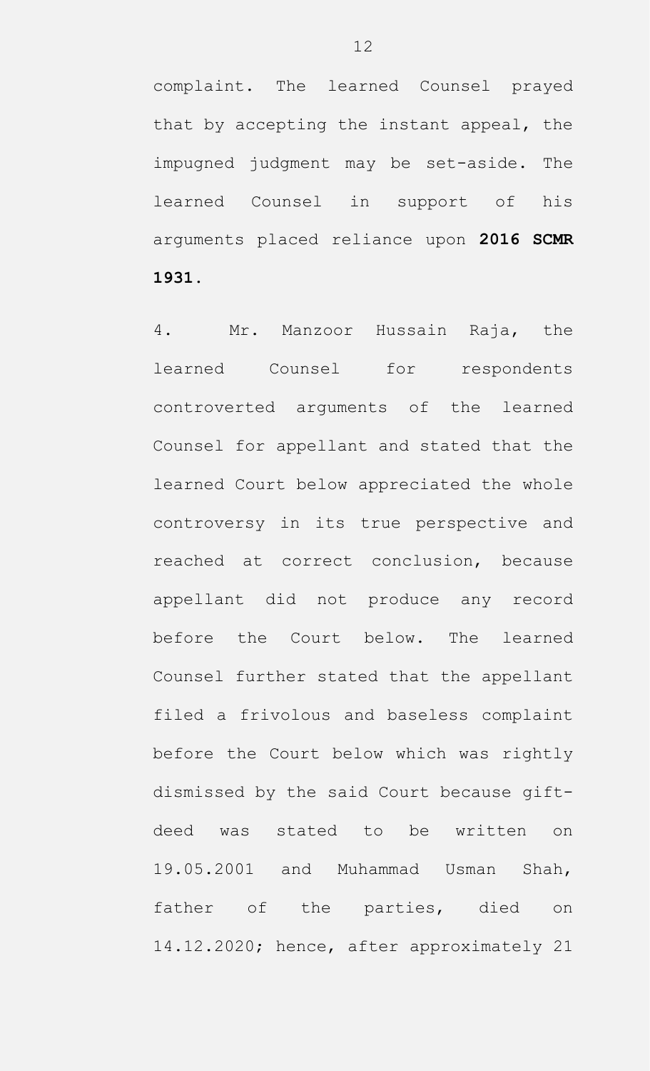complaint. The learned Counsel prayed that by accepting the instant appeal, the impugned judgment may be set-aside. The learned Counsel in support of his arguments placed reliance upon **2016 SCMR 1931**.

4. Mr. Manzoor Hussain Raja, the learned Counsel for respondents controverted arguments of the learned Counsel for appellant and stated that the learned Court below appreciated the whole controversy in its true perspective and reached at correct conclusion, because appellant did not produce any record before the Court below. The learned Counsel further stated that the appellant filed a frivolous and baseless complaint before the Court below which was rightly dismissed by the said Court because gift-deed was stated to be written on 19.05.2001 and Muhammad Usman Shah, father of the parties, died on 14.12.2020; hence, after approximately 21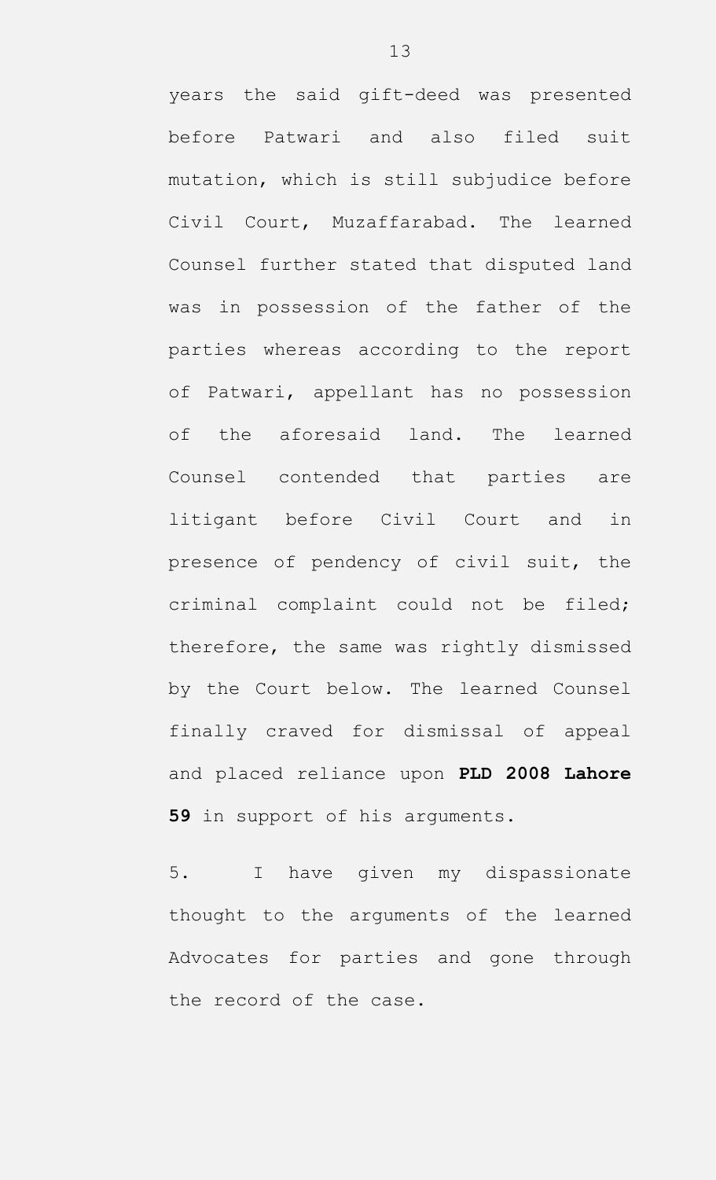years the said gift-deed was presented before Patwari and also filed suit mutation, which is still subjudice before Civil Court, Muzaffarabad. The learned Counsel further stated that disputed land was in possession of the father of the parties whereas according to the report of Patwari, appellant has no possession of the aforesaid land. The learned Counsel contended that parties are litigant before Civil Court and in presence of pendency of civil suit, the criminal complaint could not be filed; therefore, the same was rightly dismissed by the Court below. The learned Counsel finally craved for dismissal of appeal and placed reliance upon **PLD 2008 Lahore 59** in support of his arguments.

5. I have given my dispassionate thought to the arguments of the learned Advocates for parties and gone through the record of the case.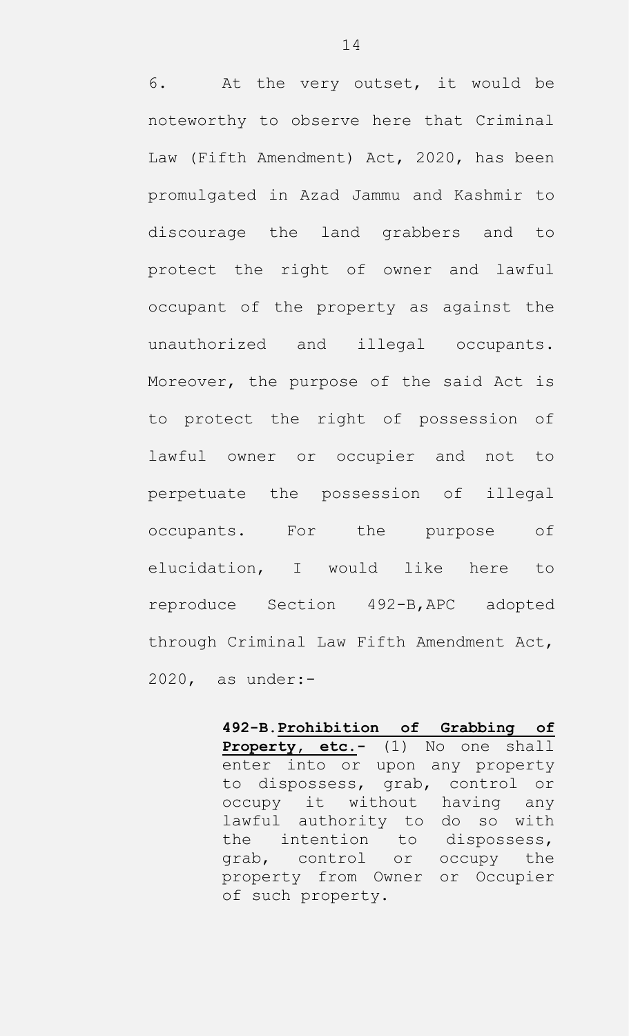6. At the very outset, it would be noteworthy to observe here that Criminal Law (Fifth Amendment) Act, 2020, has been promulgated in Azad Jammu and Kashmir to discourage the land grabbers and to protect the right of owner and lawful occupant of the property as against the unauthorized and illegal occupants. Moreover, the purpose of the said Act is to protect the right of possession of lawful owner or occupier and not to perpetuate the possession of illegal occupants. For the purpose of elucidation, I would like here to reproduce Section 492-B,APC adopted through Criminal Law Fifth Amendment Act, 2020, as under:-

> **492-B.Prohibition of Grabbing of Property, etc.-** (1) No one shall enter into or upon any property to dispossess, grab, control or occupy it without having any lawful authority to do so with the intention to dispossess, grab, control or occupy the property from Owner or Occupier of such property.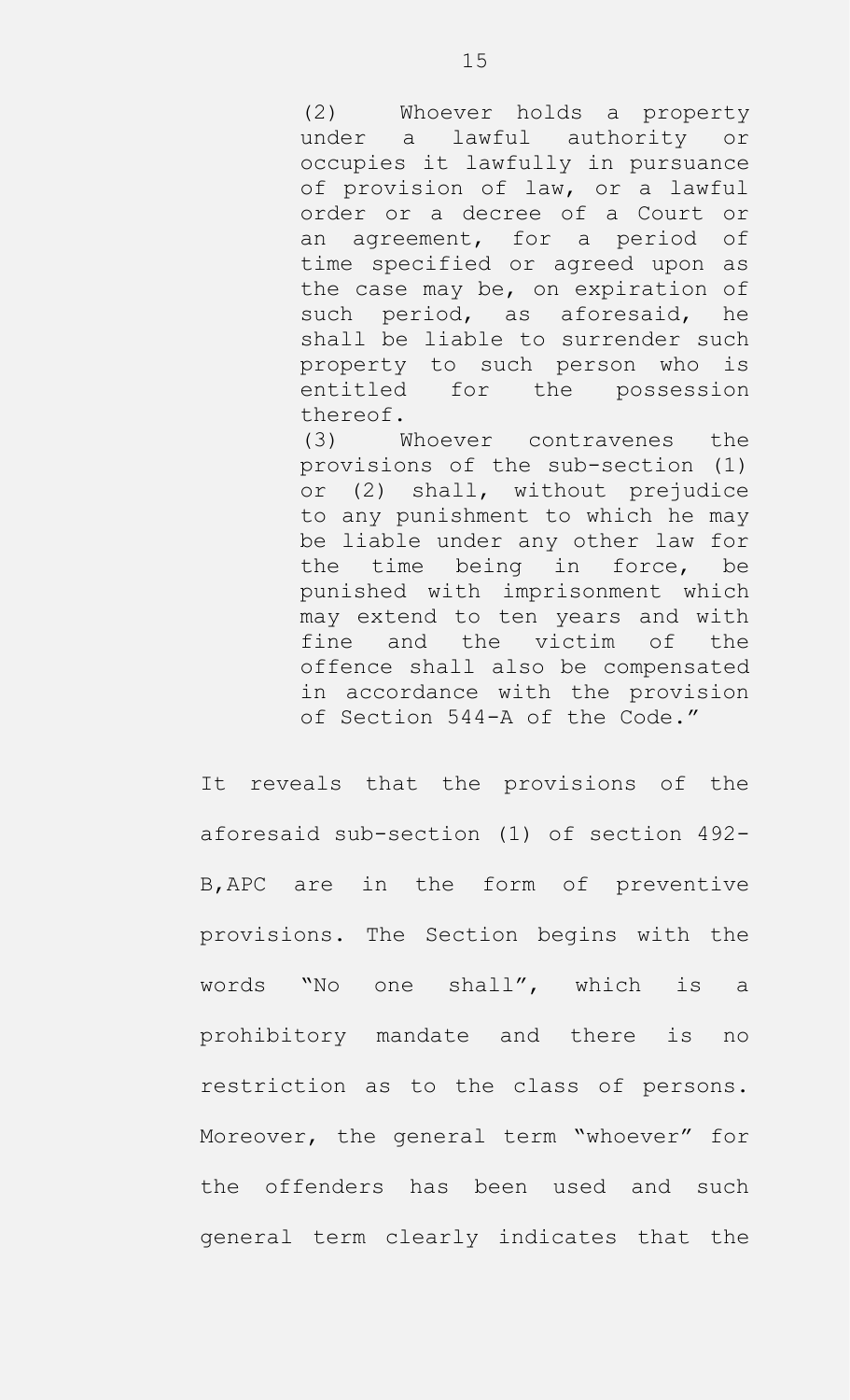> (2) Whoever holds a property under a lawful authority or occupies it lawfully in pursuance of provision of law, or a lawful order or a decree of a Court or an agreement, for a period of time specified or agreed upon as the case may be, on expiration of such period, as aforesaid, he shall be liable to surrender such property to such person who is entitled for the possession thereof.
>
> (3) Whoever contravenes the provisions of the sub-section (1) or (2) shall, without prejudice to any punishment to which he may be liable under any other law for the time being in force, be punished with imprisonment which may extend to ten years and with fine and the victim of the offence shall also be compensated in accordance with the provision of Section 544-A of the Code."

It reveals that the provisions of the aforesaid sub-section (1) of section 492-B,APC are in the form of preventive provisions. The Section begins with the words "No one shall", which is a prohibitory mandate and there is no restriction as to the class of persons. Moreover, the general term "whoever" for the offenders has been used and such general term clearly indicates that the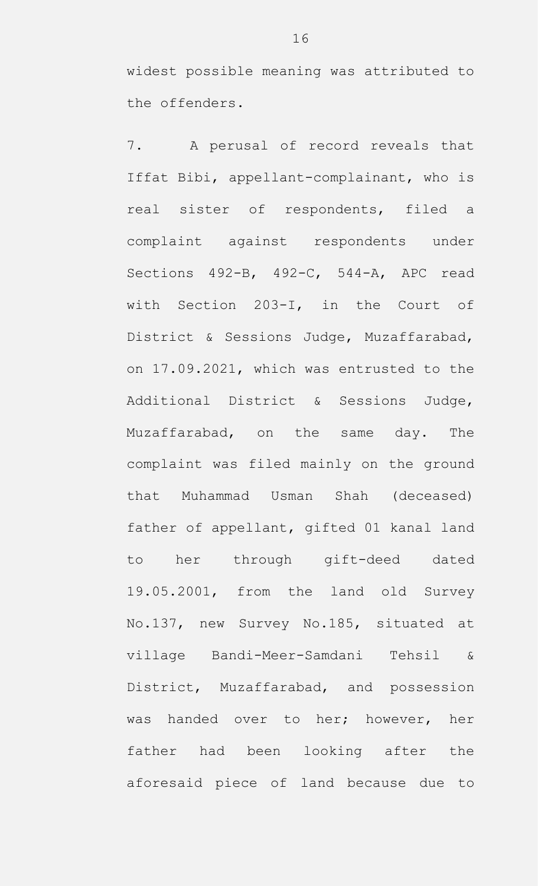widest possible meaning was attributed to the offenders.

7. A perusal of record reveals that Iffat Bibi, appellant-complainant, who is real sister of respondents, filed a complaint against respondents under Sections 492-B, 492-C, 544-A, APC read with Section 203-I, in the Court of District & Sessions Judge, Muzaffarabad, on 17.09.2021, which was entrusted to the Additional District & Sessions Judge, Muzaffarabad, on the same day. The complaint was filed mainly on the ground that Muhammad Usman Shah (deceased) father of appellant, gifted 01 kanal land to her through gift-deed dated 19.05.2001, from the land old Survey No.137, new Survey No.185, situated at village Bandi-Meer-Samdani Tehsil & District, Muzaffarabad, and possession was handed over to her; however, her father had been looking after the aforesaid piece of land because due to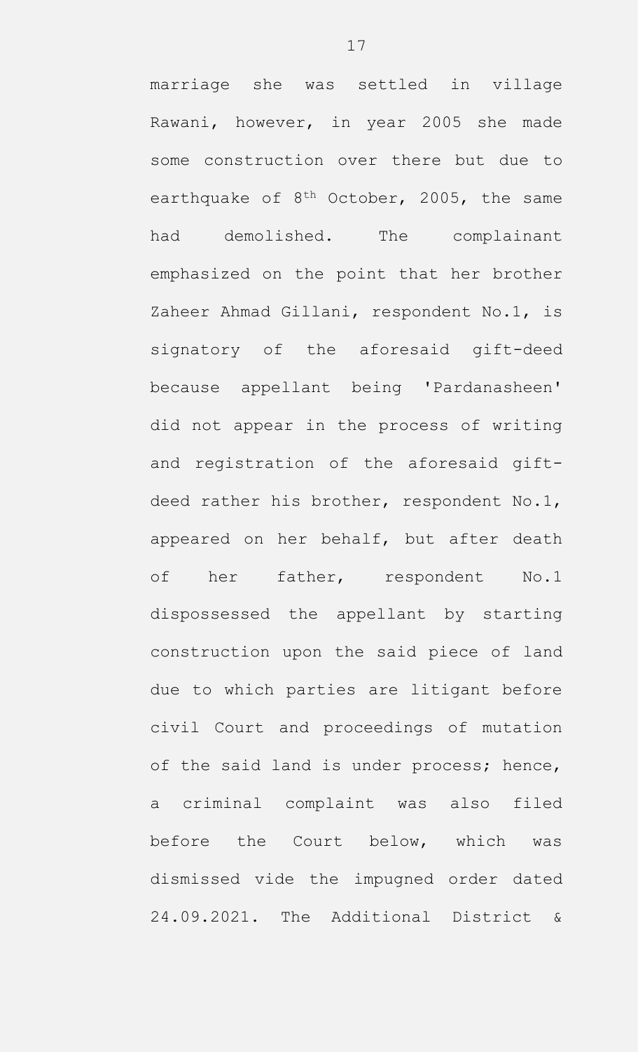marriage she was settled in village Rawani, however, in year 2005 she made some construction over there but due to earthquake of 8th October, 2005, the same had demolished. The complainant emphasized on the point that her brother Zaheer Ahmad Gillani, respondent No.1, is signatory of the aforesaid gift-deed because appellant being 'Pardanasheen' did not appear in the process of writing and registration of the aforesaid gift-deed rather his brother, respondent No.1, appeared on her behalf, but after death of her father, respondent No.1 dispossessed the appellant by starting construction upon the said piece of land due to which parties are litigant before civil Court and proceedings of mutation of the said land is under process; hence, a criminal complaint was also filed before the Court below, which was dismissed vide the impugned order dated 24.09.2021. The Additional District &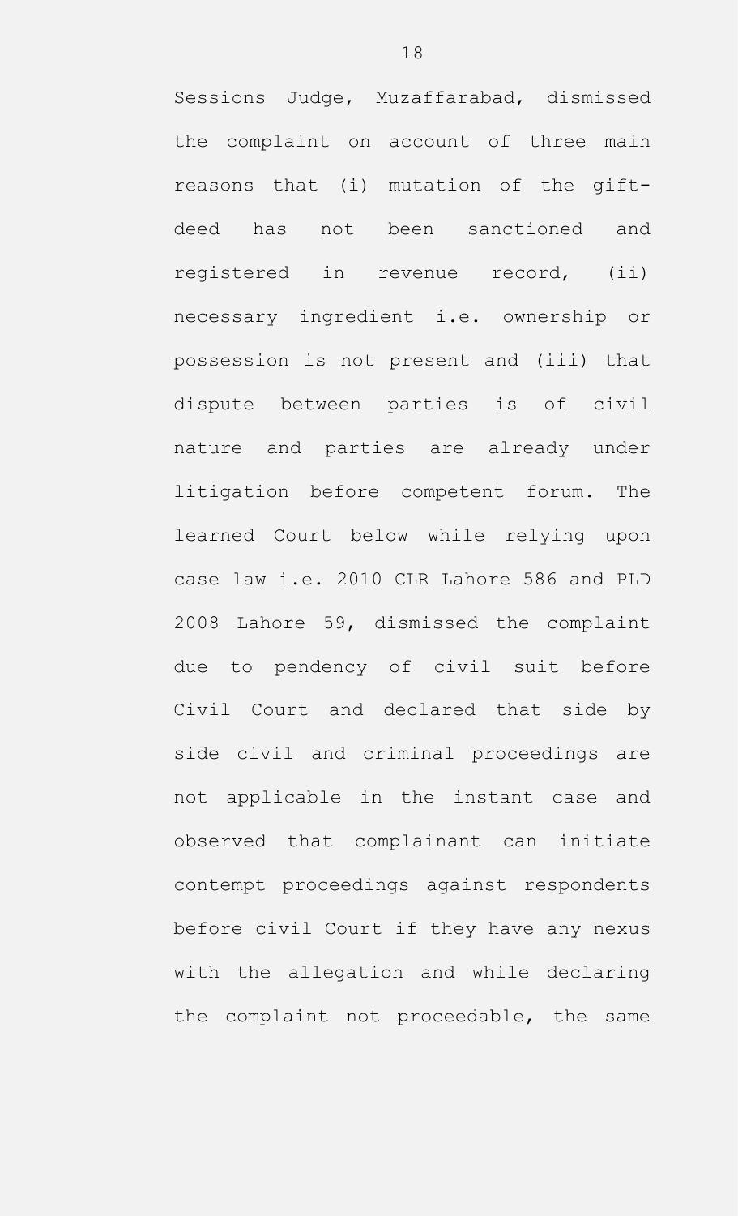Sessions Judge, Muzaffarabad, dismissed the complaint on account of three main reasons that (i) mutation of the gift-deed has not been sanctioned and registered in revenue record, (ii) necessary ingredient i.e. ownership or possession is not present and (iii) that dispute between parties is of civil nature and parties are already under litigation before competent forum. The learned Court below while relying upon case law i.e. 2010 CLR Lahore 586 and PLD 2008 Lahore 59, dismissed the complaint due to pendency of civil suit before Civil Court and declared that side by side civil and criminal proceedings are not applicable in the instant case and observed that complainant can initiate contempt proceedings against respondents before civil Court if they have any nexus with the allegation and while declaring the complaint not proceedable, the same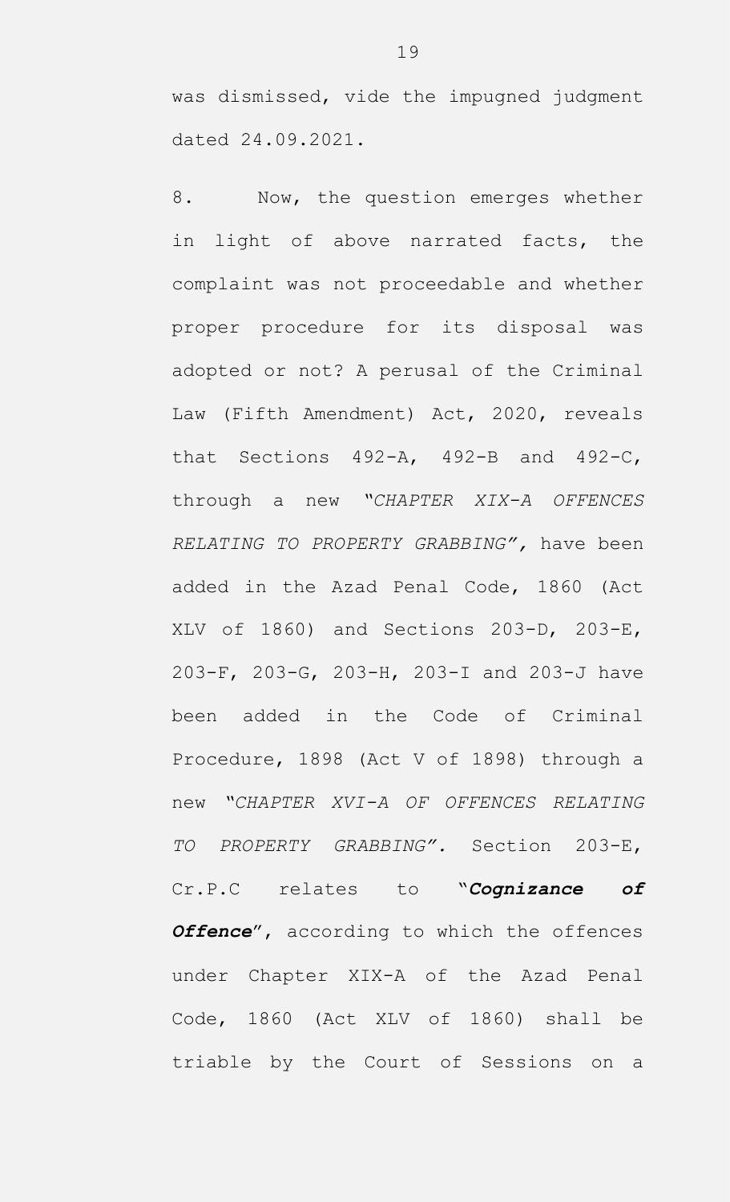was dismissed, vide the impugned judgment dated 24.09.2021.

8. Now, the question emerges whether in light of above narrated facts, the complaint was not proceedable and whether proper procedure for its disposal was adopted or not? A perusal of the Criminal Law (Fifth Amendment) Act, 2020, reveals that Sections 492-A, 492-B and 492-C, through a new *"CHAPTER XIX-A OFFENCES RELATING TO PROPERTY GRABBING"*, have been added in the Azad Penal Code, 1860 (Act XLV of 1860) and Sections 203-D, 203-E, 203-F, 203-G, 203-H, 203-I and 203-J have been added in the Code of Criminal Procedure, 1898 (Act V of 1898) through a new *"CHAPTER XVI-A OF OFFENCES RELATING TO PROPERTY GRABBING"*. Section 203-E, Cr.P.C relates to "***Cognizance of Offence***", according to which the offences under Chapter XIX-A of the Azad Penal Code, 1860 (Act XLV of 1860) shall be triable by the Court of Sessions on a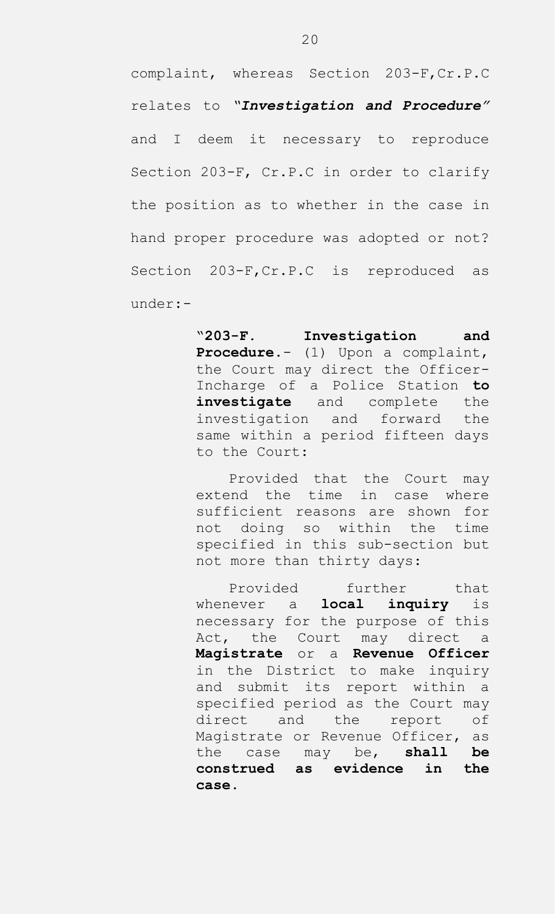complaint, whereas Section 203-F,Cr.P.C relates to "***Investigation and Procedure***" and I deem it necessary to reproduce Section 203-F, Cr.P.C in order to clarify the position as to whether in the case in hand proper procedure was adopted or not? Section 203-F,Cr.P.C is reproduced as under:-

> "**203-F. Investigation and Procedure**.- (1) Upon a complaint, the Court may direct the Officer-Incharge of a Police Station **to investigate** and complete the investigation and forward the same within a period fifteen days to the Court:
>
> Provided that the Court may extend the time in case where sufficient reasons are shown for not doing so within the time specified in this sub-section but not more than thirty days:
>
> Provided further that whenever a **local inquiry** is necessary for the purpose of this Act, the Court may direct a **Magistrate** or a **Revenue Officer** in the District to make inquiry and submit its report within a specified period as the Court may direct and the report of Magistrate or Revenue Officer, as the case may be, **shall be construed as evidence in the case**.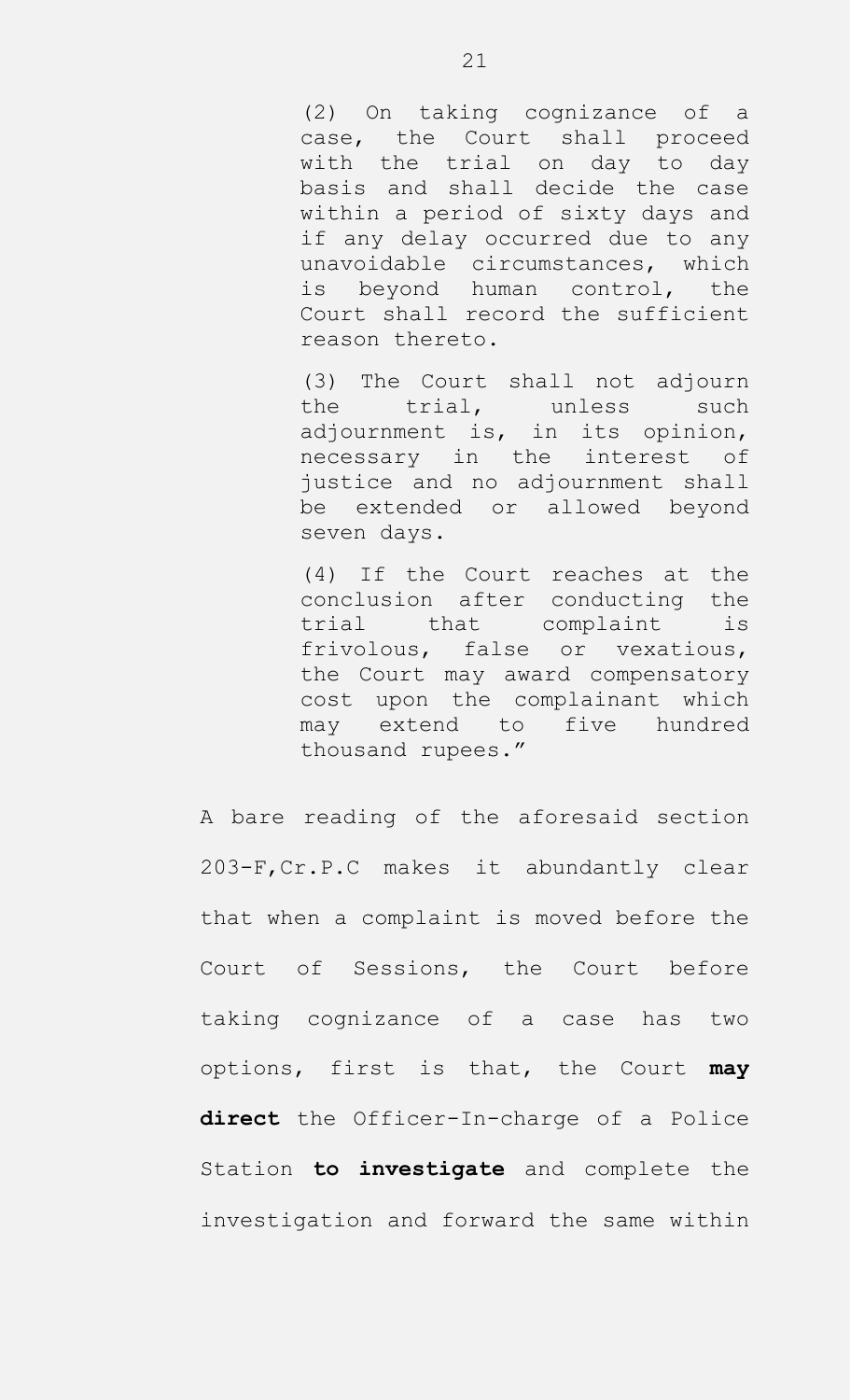> (2) On taking cognizance of a case, the Court shall proceed with the trial on day to day basis and shall decide the case within a period of sixty days and if any delay occurred due to any unavoidable circumstances, which is beyond human control, the Court shall record the sufficient reason thereto.
>
> (3) The Court shall not adjourn the trial, unless such adjournment is, in its opinion, necessary in the interest of justice and no adjournment shall be extended or allowed beyond seven days.
>
> (4) If the Court reaches at the conclusion after conducting the trial that complaint is frivolous, false or vexatious, the Court may award compensatory cost upon the complainant which may extend to five hundred thousand rupees."

A bare reading of the aforesaid section 203-F,Cr.P.C makes it abundantly clear that when a complaint is moved before the Court of Sessions, the Court before taking cognizance of a case has two options, first is that, the Court **may direct** the Officer-In-charge of a Police Station **to investigate** and complete the investigation and forward the same within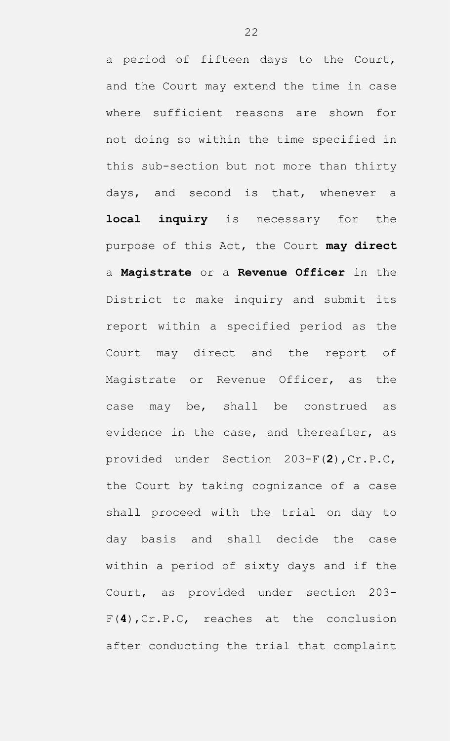a period of fifteen days to the Court, and the Court may extend the time in case where sufficient reasons are shown for not doing so within the time specified in this sub-section but not more than thirty days, and second is that, whenever a **local inquiry** is necessary for the purpose of this Act, the Court **may direct** a **Magistrate** or a **Revenue Officer** in the District to make inquiry and submit its report within a specified period as the Court may direct and the report of Magistrate or Revenue Officer, as the case may be, shall be construed as evidence in the case, and thereafter, as provided under Section 203-F(**2**),Cr.P.C, the Court by taking cognizance of a case shall proceed with the trial on day to day basis and shall decide the case within a period of sixty days and if the Court, as provided under section 203-F(**4**),Cr.P.C, reaches at the conclusion after conducting the trial that complaint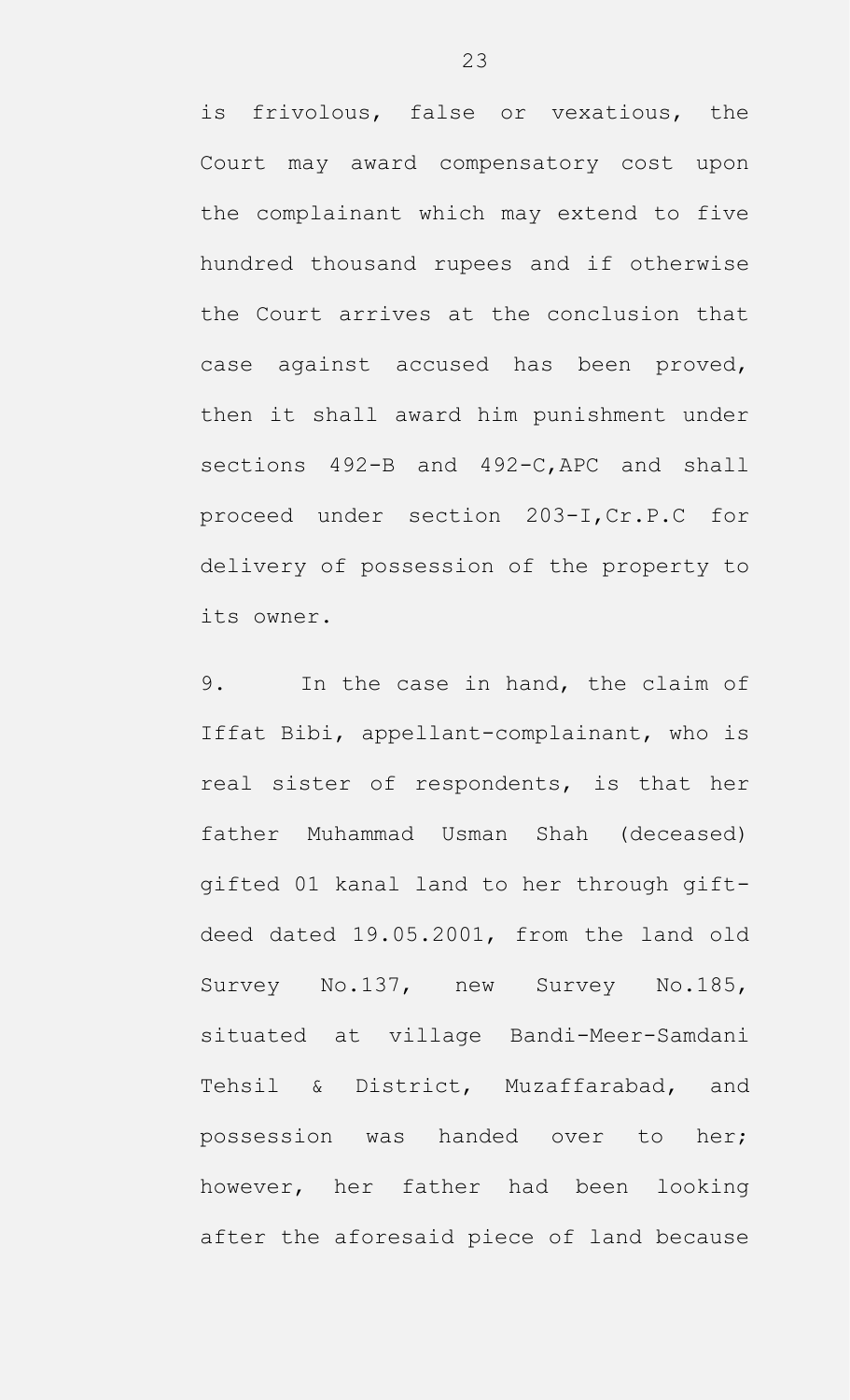is frivolous, false or vexatious, the Court may award compensatory cost upon the complainant which may extend to five hundred thousand rupees and if otherwise the Court arrives at the conclusion that case against accused has been proved, then it shall award him punishment under sections 492-B and 492-C,APC and shall proceed under section 203-I,Cr.P.C for delivery of possession of the property to its owner.

9. In the case in hand, the claim of Iffat Bibi, appellant-complainant, who is real sister of respondents, is that her father Muhammad Usman Shah (deceased) gifted 01 kanal land to her through gift-deed dated 19.05.2001, from the land old Survey No.137, new Survey No.185, situated at village Bandi-Meer-Samdani Tehsil & District, Muzaffarabad, and possession was handed over to her; however, her father had been looking after the aforesaid piece of land because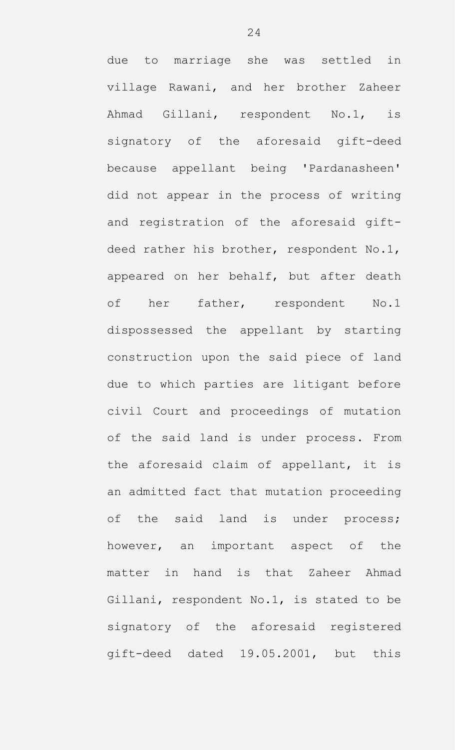due to marriage she was settled in village Rawani, and her brother Zaheer Ahmad Gillani, respondent No.1, is signatory of the aforesaid gift-deed because appellant being 'Pardanasheen' did not appear in the process of writing and registration of the aforesaid gift-deed rather his brother, respondent No.1, appeared on her behalf, but after death of her father, respondent No.1 dispossessed the appellant by starting construction upon the said piece of land due to which parties are litigant before civil Court and proceedings of mutation of the said land is under process. From the aforesaid claim of appellant, it is an admitted fact that mutation proceeding of the said land is under process; however, an important aspect of the matter in hand is that Zaheer Ahmad Gillani, respondent No.1, is stated to be signatory of the aforesaid registered gift-deed dated 19.05.2001, but this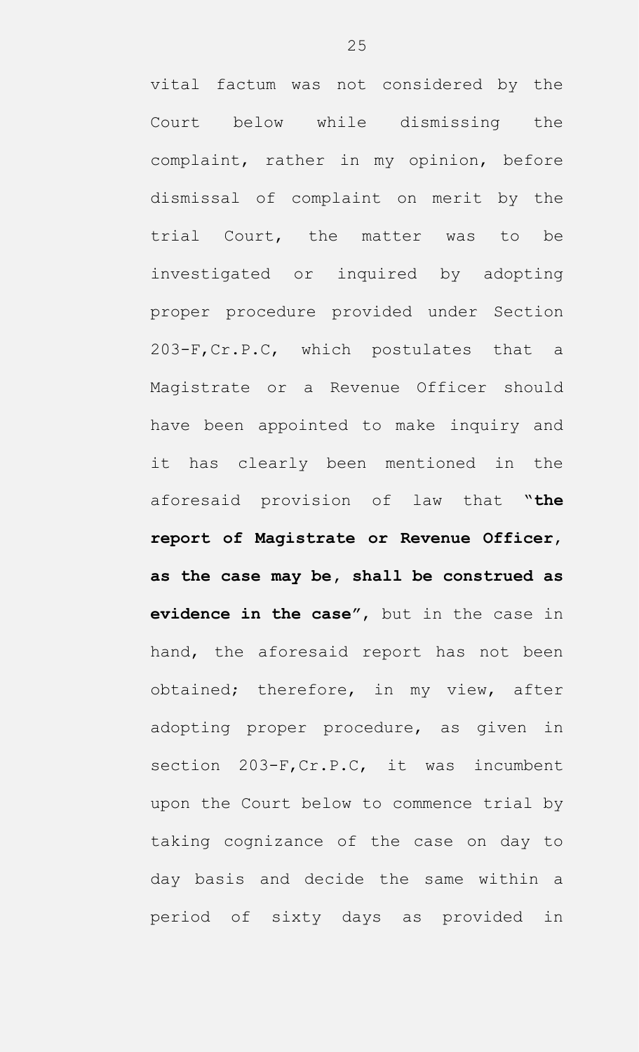vital factum was not considered by the Court below while dismissing the complaint, rather in my opinion, before dismissal of complaint on merit by the trial Court, the matter was to be investigated or inquired by adopting proper procedure provided under Section 203-F,Cr.P.C, which postulates that a Magistrate or a Revenue Officer should have been appointed to make inquiry and it has clearly been mentioned in the aforesaid provision of law that "**the report of Magistrate or Revenue Officer, as the case may be, shall be construed as evidence in the case**", but in the case in hand, the aforesaid report has not been obtained; therefore, in my view, after adopting proper procedure, as given in section 203-F,Cr.P.C, it was incumbent upon the Court below to commence trial by taking cognizance of the case on day to day basis and decide the same within a period of sixty days as provided in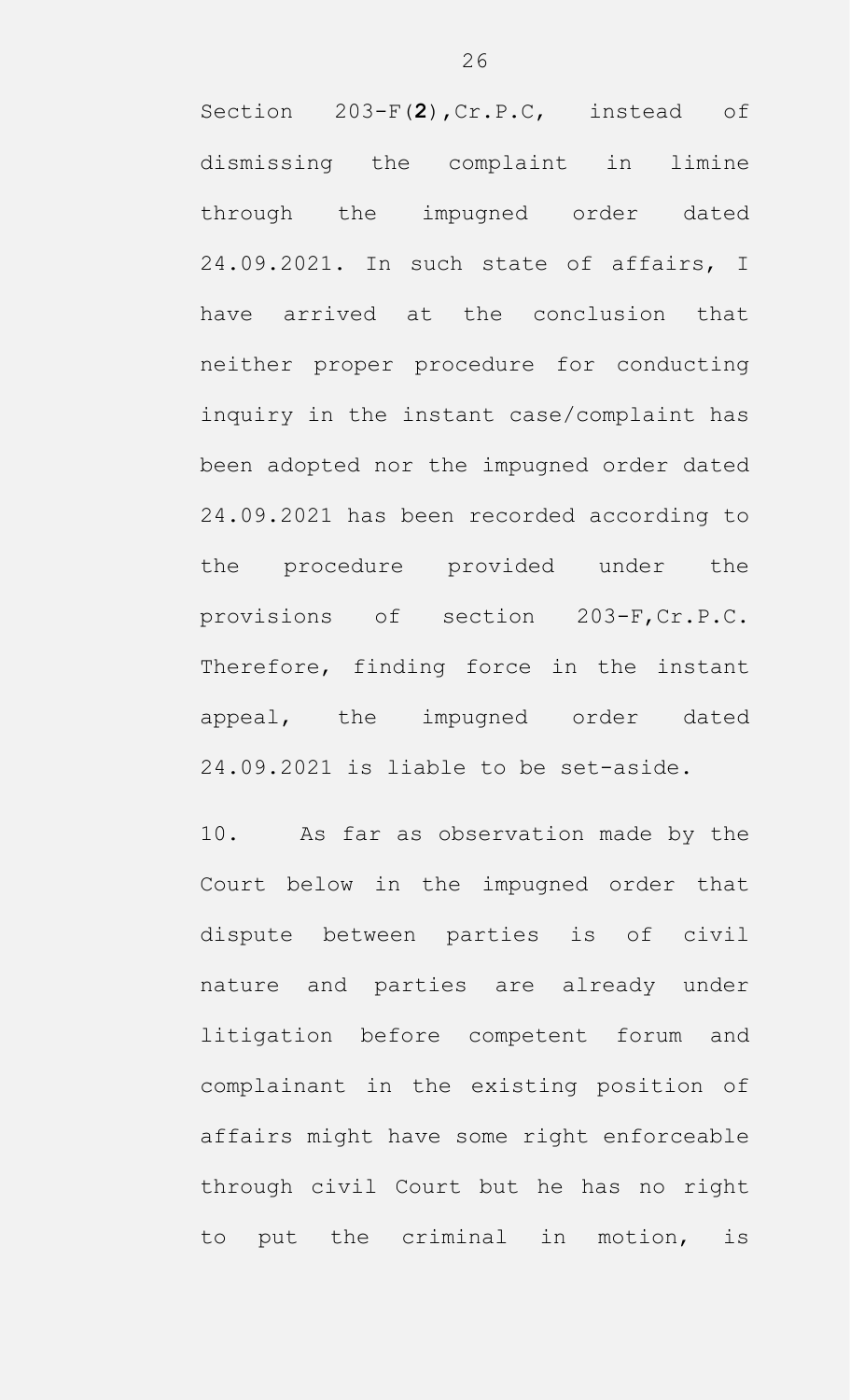Section 203-F(**2**),Cr.P.C, instead of dismissing the complaint in limine through the impugned order dated 24.09.2021. In such state of affairs, I have arrived at the conclusion that neither proper procedure for conducting inquiry in the instant case/complaint has been adopted nor the impugned order dated 24.09.2021 has been recorded according to the procedure provided under the provisions of section 203-F,Cr.P.C. Therefore, finding force in the instant appeal, the impugned order dated 24.09.2021 is liable to be set-aside.

10. As far as observation made by the Court below in the impugned order that dispute between parties is of civil nature and parties are already under litigation before competent forum and complainant in the existing position of affairs might have some right enforceable through civil Court but he has no right to put the criminal in motion, is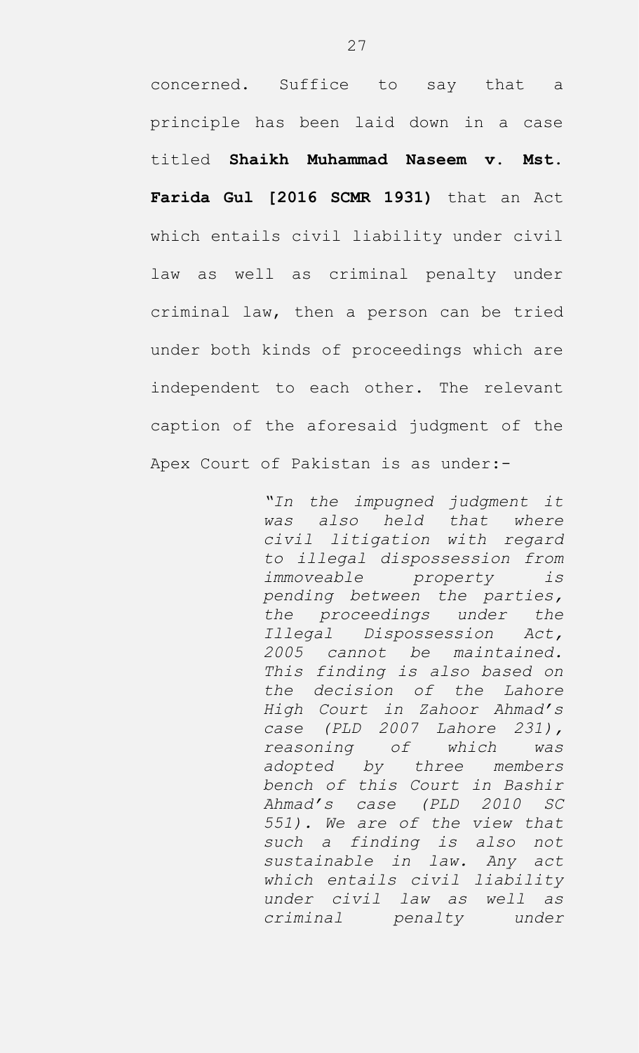concerned. Suffice to say that a principle has been laid down in a case titled **Shaikh Muhammad Naseem v. Mst. Farida Gul [2016 SCMR 1931)** that an Act which entails civil liability under civil law as well as criminal penalty under criminal law, then a person can be tried under both kinds of proceedings which are independent to each other. The relevant caption of the aforesaid judgment of the Apex Court of Pakistan is as under:-

> *"In the impugned judgment it was also held that where civil litigation with regard to illegal dispossession from immoveable property is pending between the parties, the proceedings under the Illegal Dispossession Act, 2005 cannot be maintained. This finding is also based on the decision of the Lahore High Court in Zahoor Ahmad's case (PLD 2007 Lahore 231), reasoning of which was adopted by three members bench of this Court in Bashir Ahmad's case (PLD 2010 SC 551). We are of the view that such a finding is also not sustainable in law. Any act which entails civil liability under civil law as well as criminal penalty under*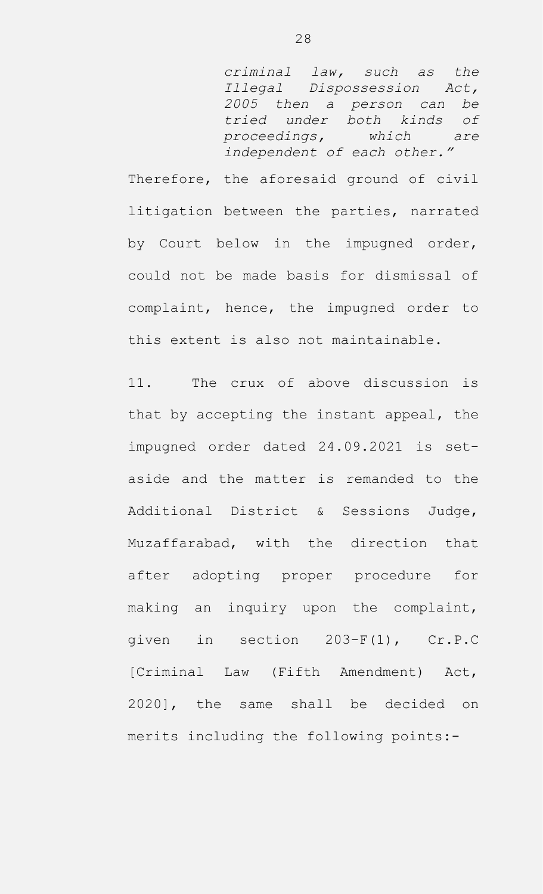> *criminal law, such as the Illegal Dispossession Act, 2005 then a person can be tried under both kinds of proceedings, which are independent of each other."*

Therefore, the aforesaid ground of civil litigation between the parties, narrated by Court below in the impugned order, could not be made basis for dismissal of complaint, hence, the impugned order to this extent is also not maintainable.

11. The crux of above discussion is that by accepting the instant appeal, the impugned order dated 24.09.2021 is set-aside and the matter is remanded to the Additional District & Sessions Judge, Muzaffarabad, with the direction that after adopting proper procedure for making an inquiry upon the complaint, given in section 203-F(1), Cr.P.C [Criminal Law (Fifth Amendment) Act, 2020], the same shall be decided on merits including the following points:-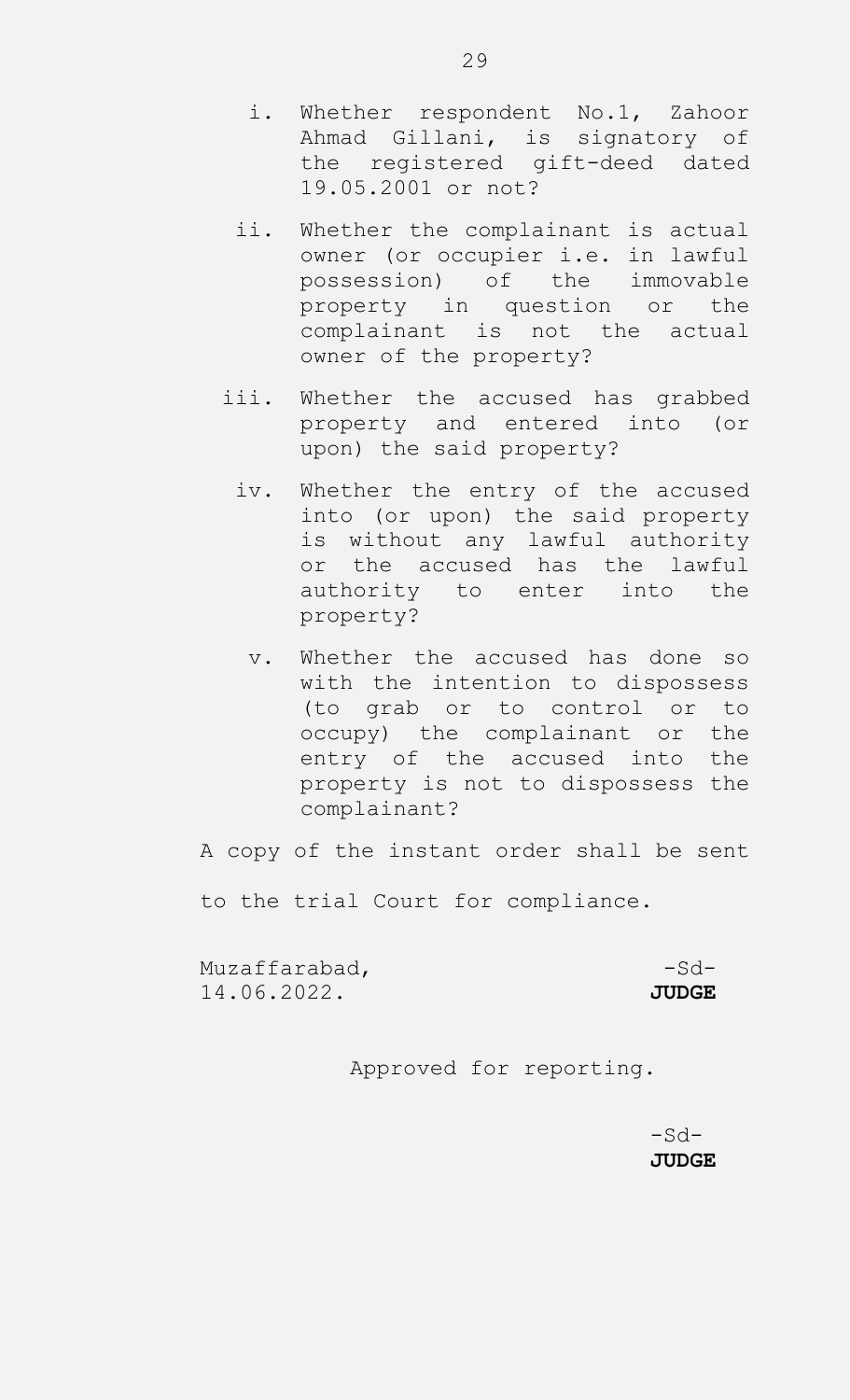i. Whether respondent No.1, Zahoor Ahmad Gillani, is signatory of the registered gift-deed dated 19.05.2001 or not?

ii. Whether the complainant is actual owner (or occupier i.e. in lawful possession) of the immovable property in question or the complainant is not the actual owner of the property?

iii. Whether the accused has grabbed property and entered into (or upon) the said property?

iv. Whether the entry of the accused into (or upon) the said property is without any lawful authority or the accused has the lawful authority to enter into the property?

v. Whether the accused has done so with the intention to dispossess (to grab or to control or to occupy) the complainant or the entry of the accused into the property is not to dispossess the complainant?

A copy of the instant order shall be sent to the trial Court for compliance.

Muzaffarabad,
14.06.2022.

-Sd-
**JUDGE**

Approved for reporting.

-Sd-
**JUDGE**